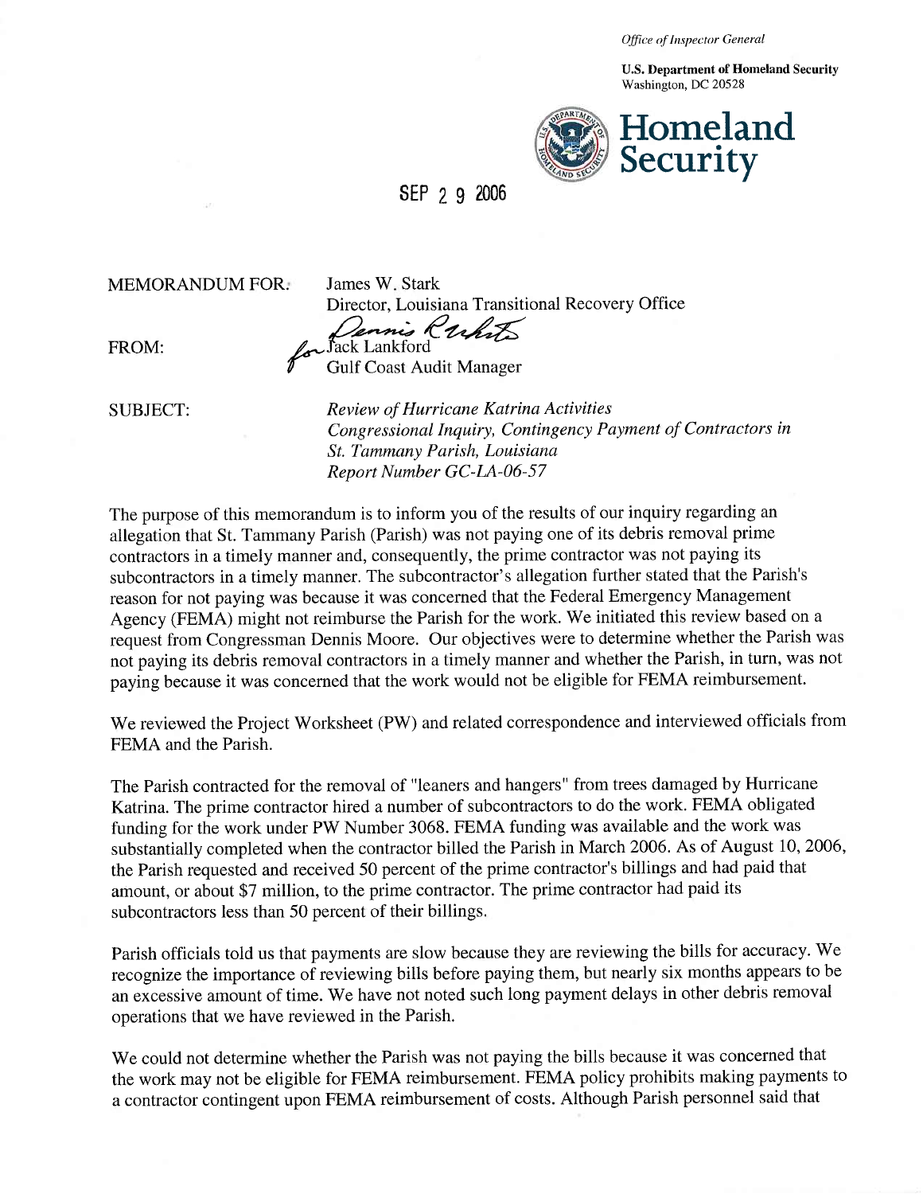*Office of Inspector General*

**U.S. Department of Homeland Security**
Washington, DC 20528

**Homeland Security**

SEP 2 9 2006

MEMORANDUM FOR: James W. Stark
Director, Louisiana Transitional Recovery Office

FROM: for Jack Lankford
Gulf Coast Audit Manager

SUBJECT: *Review of Hurricane Katrina Activities*
*Congressional Inquiry, Contingency Payment of Contractors in St. Tammany Parish, Louisiana*
*Report Number GC-LA-06-57*

The purpose of this memorandum is to inform you of the results of our inquiry regarding an allegation that St. Tammany Parish (Parish) was not paying one of its debris removal prime contractors in a timely manner and, consequently, the prime contractor was not paying its subcontractors in a timely manner. The subcontractor's allegation further stated that the Parish's reason for not paying was because it was concerned that the Federal Emergency Management Agency (FEMA) might not reimburse the Parish for the work. We initiated this review based on a request from Congressman Dennis Moore. Our objectives were to determine whether the Parish was not paying its debris removal contractors in a timely manner and whether the Parish, in turn, was not paying because it was concerned that the work would not be eligible for FEMA reimbursement.

We reviewed the Project Worksheet (PW) and related correspondence and interviewed officials from FEMA and the Parish.

The Parish contracted for the removal of "leaners and hangers" from trees damaged by Hurricane Katrina. The prime contractor hired a number of subcontractors to do the work. FEMA obligated funding for the work under PW Number 3068. FEMA funding was available and the work was substantially completed when the contractor billed the Parish in March 2006. As of August 10, 2006, the Parish requested and received 50 percent of the prime contractor's billings and had paid that amount, or about $7 million, to the prime contractor. The prime contractor had paid its subcontractors less than 50 percent of their billings.

Parish officials told us that payments are slow because they are reviewing the bills for accuracy. We recognize the importance of reviewing bills before paying them, but nearly six months appears to be an excessive amount of time. We have not noted such long payment delays in other debris removal operations that we have reviewed in the Parish.

We could not determine whether the Parish was not paying the bills because it was concerned that the work may not be eligible for FEMA reimbursement. FEMA policy prohibits making payments to a contractor contingent upon FEMA reimbursement of costs. Although Parish personnel said that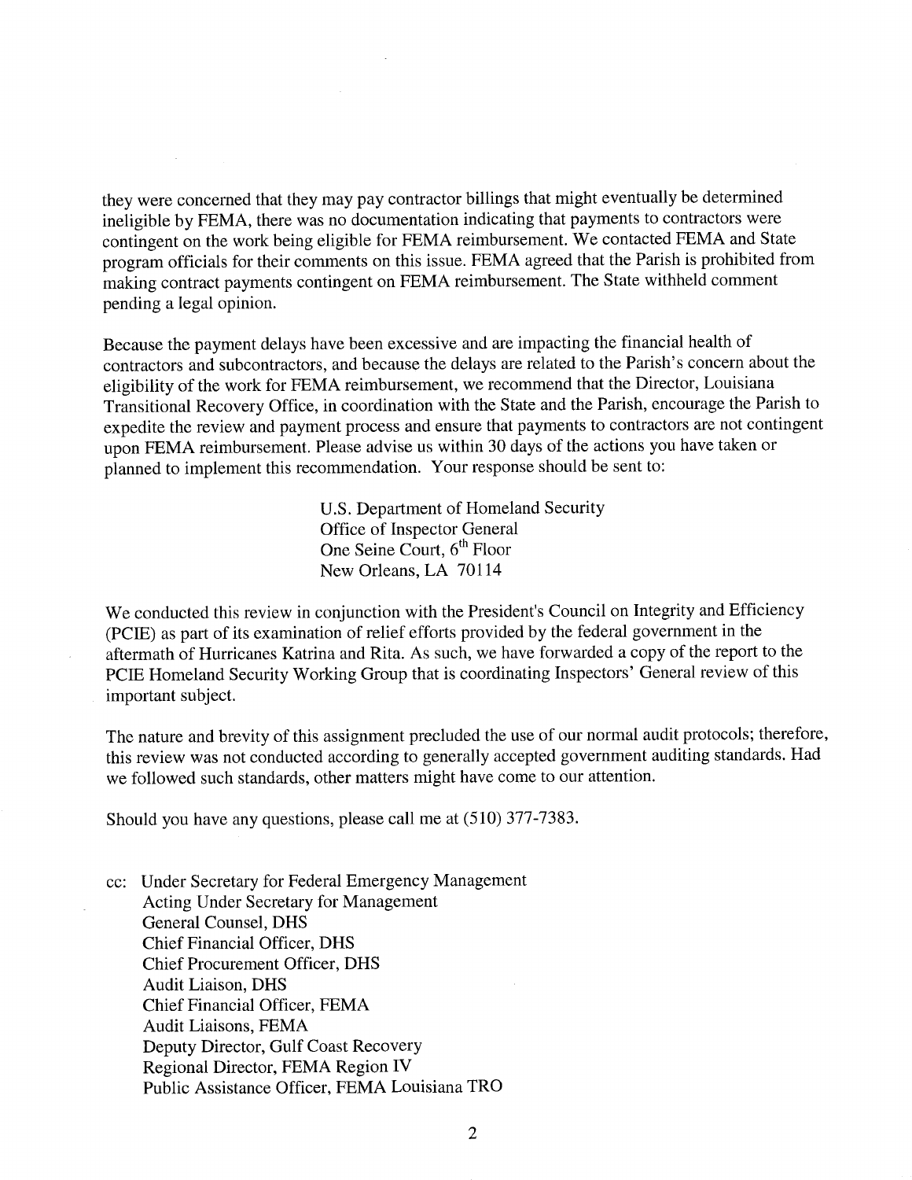they were concerned that they may pay contractor billings that might eventually be determined ineligible by FEMA, there was no documentation indicating that payments to contractors were contingent on the work being eligible for FEMA reimbursement. We contacted FEMA and State program officials for their comments on this issue. FEMA agreed that the Parish is prohibited from making contract payments contingent on FEMA reimbursement. The State withheld comment pending a legal opinion.

Because the payment delays have been excessive and are impacting the financial health of contractors and subcontractors, and because the delays are related to the Parish's concern about the eligibility of the work for FEMA reimbursement, we recommend that the Director, Louisiana Transitional Recovery Office, in coordination with the State and the Parish, encourage the Parish to expedite the review and payment process and ensure that payments to contractors are not contingent upon FEMA reimbursement. Please advise us within 30 days of the actions you have taken or planned to implement this recommendation. Your response should be sent to:

U.S. Department of Homeland Security
Office of Inspector General
One Seine Court, 6th Floor
New Orleans, LA 70114

We conducted this review in conjunction with the President's Council on Integrity and Efficiency (PCIE) as part of its examination of relief efforts provided by the federal government in the aftermath of Hurricanes Katrina and Rita. As such, we have forwarded a copy of the report to the PCIE Homeland Security Working Group that is coordinating Inspectors' General review of this important subject.

The nature and brevity of this assignment precluded the use of our normal audit protocols; therefore, this review was not conducted according to generally accepted government auditing standards. Had we followed such standards, other matters might have come to our attention.

Should you have any questions, please call me at (510) 377-7383.

cc: Under Secretary for Federal Emergency Management
Acting Under Secretary for Management
General Counsel, DHS
Chief Financial Officer, DHS
Chief Procurement Officer, DHS
Audit Liaison, DHS
Chief Financial Officer, FEMA
Audit Liaisons, FEMA
Deputy Director, Gulf Coast Recovery
Regional Director, FEMA Region IV
Public Assistance Officer, FEMA Louisiana TRO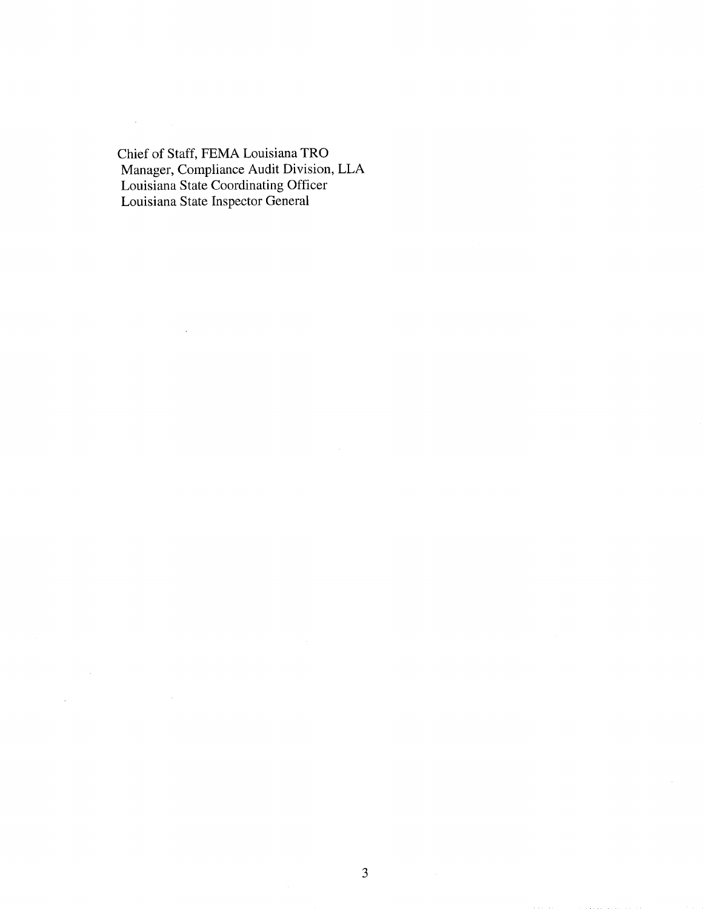Chief of Staff, FEMA Louisiana TRO
Manager, Compliance Audit Division, LLA
Louisiana State Coordinating Officer
Louisiana State Inspector General